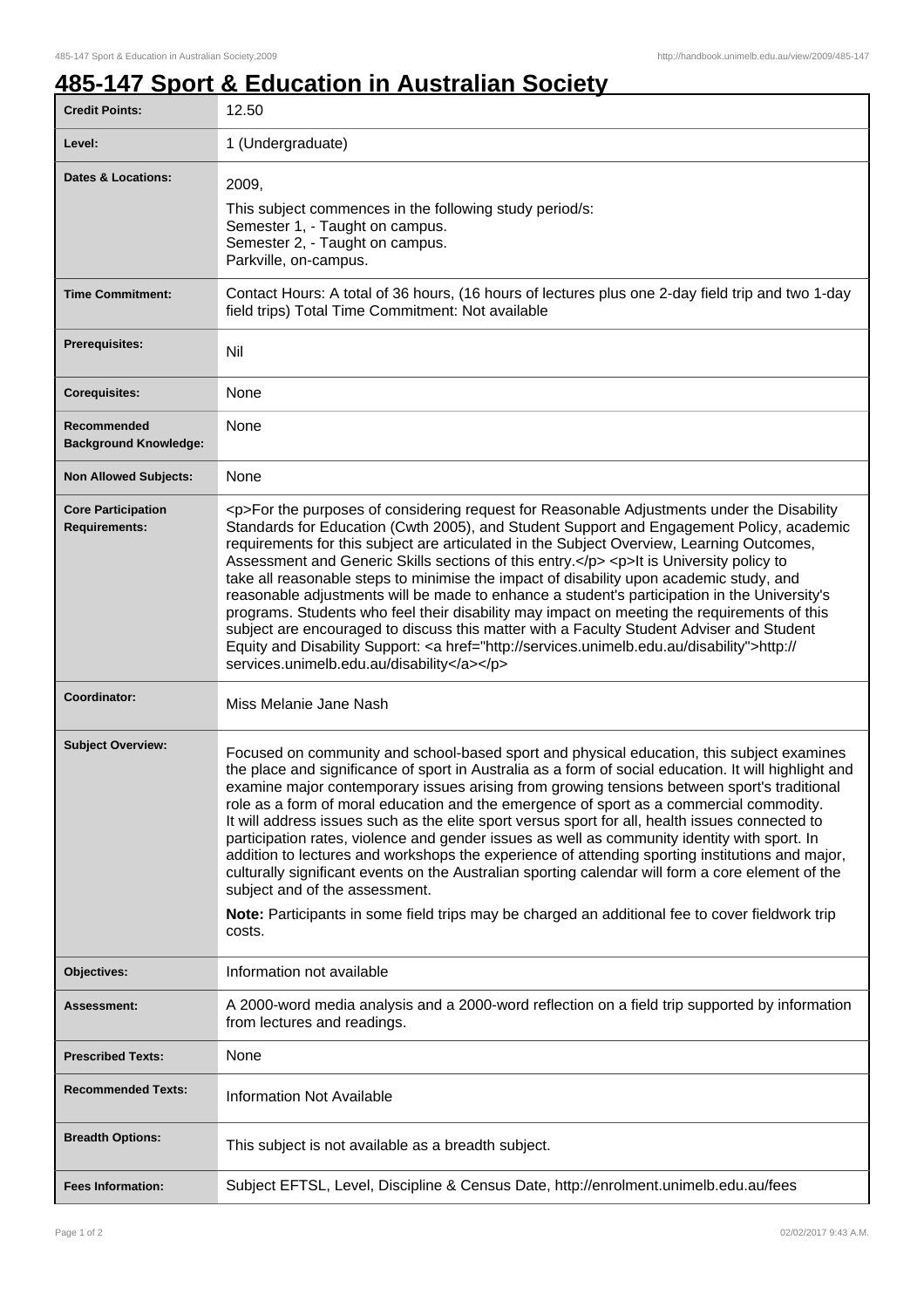# 485-147 Sport & Education in Australian Society

| | |
|---|---|
| **Credit Points:** | 12.50 |
| **Level:** | 1 (Undergraduate) |
| **Dates & Locations:** | 2009,<br>This subject commences in the following study period/s:<br>Semester 1, - Taught on campus.<br>Semester 2, - Taught on campus.<br>Parkville, on-campus. |
| **Time Commitment:** | Contact Hours: A total of 36 hours, (16 hours of lectures plus one 2-day field trip and two 1-day field trips) Total Time Commitment: Not available |
| **Prerequisites:** | Nil |
| **Corequisites:** | None |
| **Recommended Background Knowledge:** | None |
| **Non Allowed Subjects:** | None |
| **Core Participation Requirements:** | <p>For the purposes of considering request for Reasonable Adjustments under the Disability Standards for Education (Cwth 2005), and Student Support and Engagement Policy, academic requirements for this subject are articulated in the Subject Overview, Learning Outcomes, Assessment and Generic Skills sections of this entry.</p> <p>It is University policy to take all reasonable steps to minimise the impact of disability upon academic study, and reasonable adjustments will be made to enhance a student's participation in the University's programs. Students who feel their disability may impact on meeting the requirements of this subject are encouraged to discuss this matter with a Faculty Student Adviser and Student Equity and Disability Support: <a href="http://services.unimelb.edu.au/disability">http://services.unimelb.edu.au/disability</a></p> |
| **Coordinator:** | Miss Melanie Jane Nash |
| **Subject Overview:** | Focused on community and school-based sport and physical education, this subject examines the place and significance of sport in Australia as a form of social education. It will highlight and examine major contemporary issues arising from growing tensions between sport's traditional role as a form of moral education and the emergence of sport as a commercial commodity. It will address issues such as the elite sport versus sport for all, health issues connected to participation rates, violence and gender issues as well as community identity with sport. In addition to lectures and workshops the experience of attending sporting institutions and major, culturally significant events on the Australian sporting calendar will form a core element of the subject and of the assessment.<br>**Note:** Participants in some field trips may be charged an additional fee to cover fieldwork trip costs. |
| **Objectives:** | Information not available |
| **Assessment:** | A 2000-word media analysis and a 2000-word reflection on a field trip supported by information from lectures and readings. |
| **Prescribed Texts:** | None |
| **Recommended Texts:** | Information Not Available |
| **Breadth Options:** | This subject is not available as a breadth subject. |
| **Fees Information:** | Subject EFTSL, Level, Discipline & Census Date, http://enrolment.unimelb.edu.au/fees |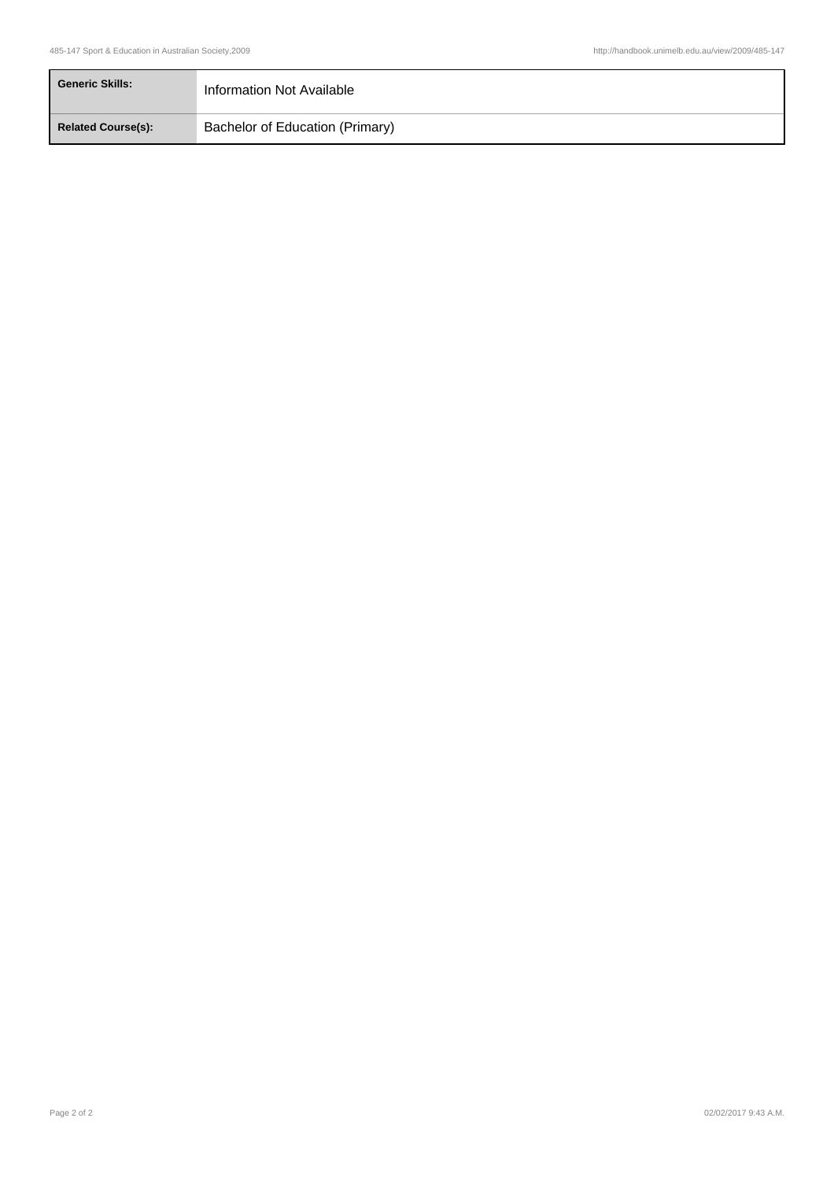| | |
|---|---|
| **Generic Skills:** | Information Not Available |
| **Related Course(s):** | Bachelor of Education (Primary) |